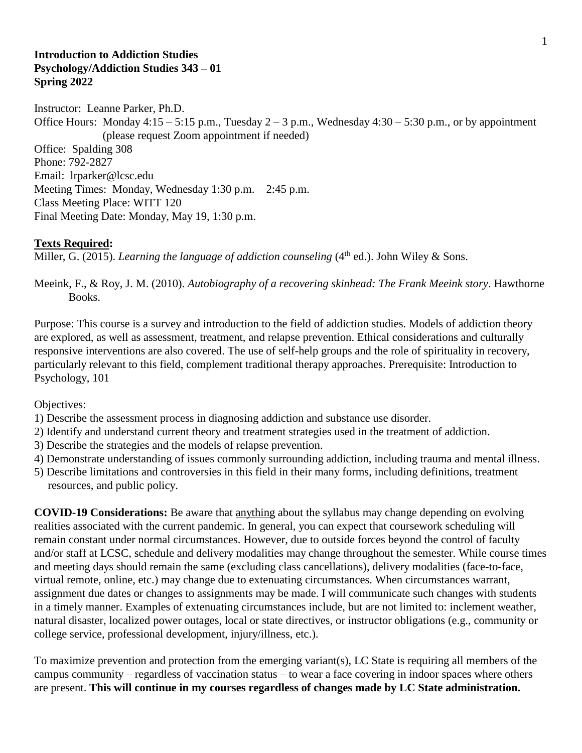**Introduction to Addiction Studies**
**Psychology/Addiction Studies 343 – 01**
**Spring 2022**

Instructor: Leanne Parker, Ph.D.
Office Hours: Monday 4:15 – 5:15 p.m., Tuesday 2 – 3 p.m., Wednesday 4:30 – 5:30 p.m., or by appointment (please request Zoom appointment if needed)
Office: Spalding 308
Phone: 792-2827
Email: lrparker@lcsc.edu
Meeting Times: Monday, Wednesday 1:30 p.m. – 2:45 p.m.
Class Meeting Place: WITT 120
Final Meeting Date: Monday, May 19, 1:30 p.m.

**Texts Required:**

Miller, G. (2015). *Learning the language of addiction counseling* (4th ed.). John Wiley & Sons.

Meeink, F., & Roy, J. M. (2010). *Autobiography of a recovering skinhead: The Frank Meeink story*. Hawthorne Books.

Purpose: This course is a survey and introduction to the field of addiction studies. Models of addiction theory are explored, as well as assessment, treatment, and relapse prevention. Ethical considerations and culturally responsive interventions are also covered. The use of self-help groups and the role of spirituality in recovery, particularly relevant to this field, complement traditional therapy approaches. Prerequisite: Introduction to Psychology, 101

Objectives:

1) Describe the assessment process in diagnosing addiction and substance use disorder.
2) Identify and understand current theory and treatment strategies used in the treatment of addiction.
3) Describe the strategies and the models of relapse prevention.
4) Demonstrate understanding of issues commonly surrounding addiction, including trauma and mental illness.
5) Describe limitations and controversies in this field in their many forms, including definitions, treatment resources, and public policy.

**COVID-19 Considerations:** Be aware that anything about the syllabus may change depending on evolving realities associated with the current pandemic. In general, you can expect that coursework scheduling will remain constant under normal circumstances. However, due to outside forces beyond the control of faculty and/or staff at LCSC, schedule and delivery modalities may change throughout the semester. While course times and meeting days should remain the same (excluding class cancellations), delivery modalities (face-to-face, virtual remote, online, etc.) may change due to extenuating circumstances. When circumstances warrant, assignment due dates or changes to assignments may be made. I will communicate such changes with students in a timely manner. Examples of extenuating circumstances include, but are not limited to: inclement weather, natural disaster, localized power outages, local or state directives, or instructor obligations (e.g., community or college service, professional development, injury/illness, etc.).

To maximize prevention and protection from the emerging variant(s), LC State is requiring all members of the campus community – regardless of vaccination status – to wear a face covering in indoor spaces where others are present. **This will continue in my courses regardless of changes made by LC State administration.**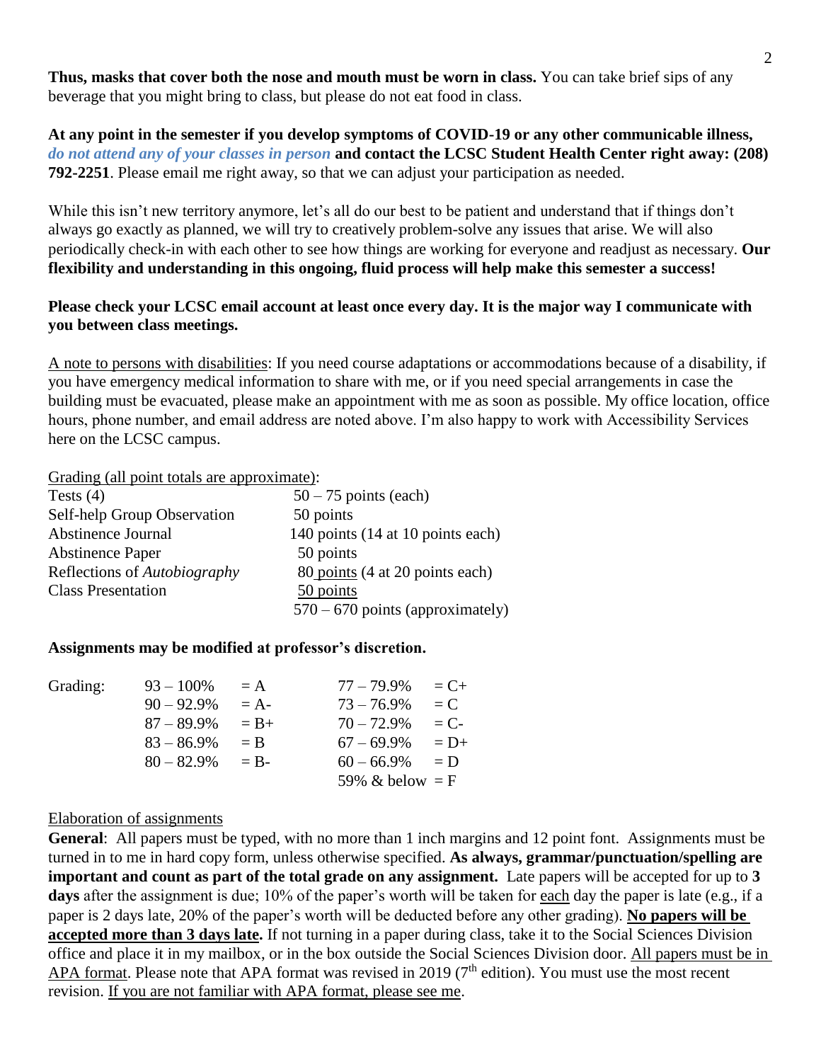**Thus, masks that cover both the nose and mouth must be worn in class.** You can take brief sips of any beverage that you might bring to class, but please do not eat food in class.

**At any point in the semester if you develop symptoms of COVID-19 or any other communicable illness, *do not attend any of your classes in person* and contact the LCSC Student Health Center right away: (208) 792-2251**. Please email me right away, so that we can adjust your participation as needed.

While this isn't new territory anymore, let's all do our best to be patient and understand that if things don't always go exactly as planned, we will try to creatively problem-solve any issues that arise. We will also periodically check-in with each other to see how things are working for everyone and readjust as necessary. **Our flexibility and understanding in this ongoing, fluid process will help make this semester a success!**

**Please check your LCSC email account at least once every day. It is the major way I communicate with you between class meetings.**

A note to persons with disabilities: If you need course adaptations or accommodations because of a disability, if you have emergency medical information to share with me, or if you need special arrangements in case the building must be evacuated, please make an appointment with me as soon as possible. My office location, office hours, phone number, and email address are noted above. I'm also happy to work with Accessibility Services here on the LCSC campus.

Grading (all point totals are approximate):

| | |
|---|---|
| Tests (4) | 50 – 75 points (each) |
| Self-help Group Observation | 50 points |
| Abstinence Journal | 140 points (14 at 10 points each) |
| Abstinence Paper | 50 points |
| Reflections of *Autobiography* | 80 points (4 at 20 points each) |
| Class Presentation | 50 points |
| | 570 – 670 points (approximately) |

**Assignments may be modified at professor's discretion.**

Grading:

| | | | |
|---|---|---|---|
| 93 – 100% | = A | 77 – 79.9% | = C+ |
| 90 – 92.9% | = A- | 73 – 76.9% | = C |
| 87 – 89.9% | = B+ | 70 – 72.9% | = C- |
| 83 – 86.9% | = B | 67 – 69.9% | = D+ |
| 80 – 82.9% | = B- | 60 – 66.9% | = D |
| | | 59% & below | = F |

Elaboration of assignments

**General**: All papers must be typed, with no more than 1 inch margins and 12 point font. Assignments must be turned in to me in hard copy form, unless otherwise specified. **As always, grammar/punctuation/spelling are important and count as part of the total grade on any assignment.** Late papers will be accepted for up to **3 days** after the assignment is due; 10% of the paper's worth will be taken for each day the paper is late (e.g., if a paper is 2 days late, 20% of the paper's worth will be deducted before any other grading). **No papers will be accepted more than 3 days late.** If not turning in a paper during class, take it to the Social Sciences Division office and place it in my mailbox, or in the box outside the Social Sciences Division door. All papers must be in APA format. Please note that APA format was revised in 2019 (7th edition). You must use the most recent revision. If you are not familiar with APA format, please see me.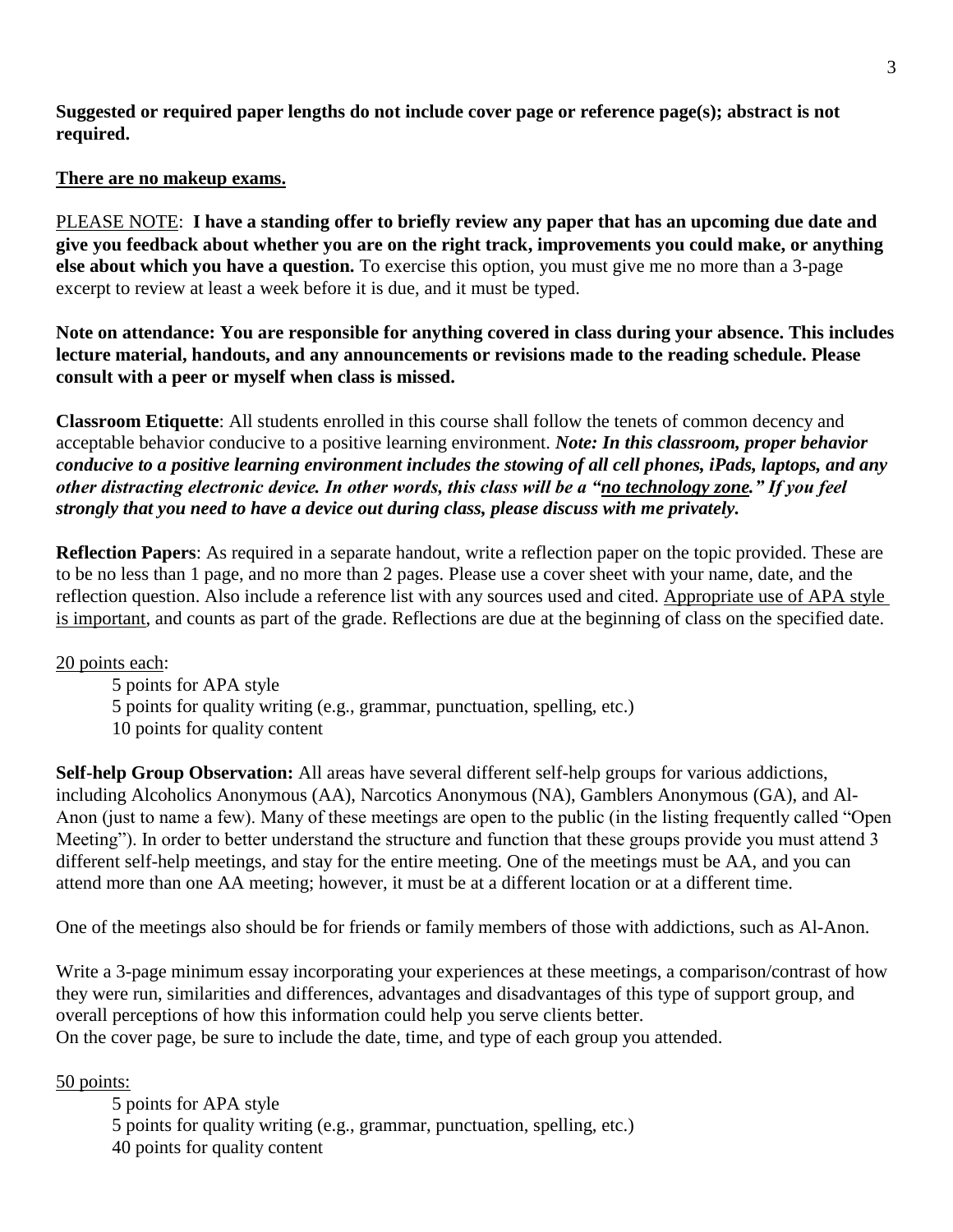**Suggested or required paper lengths do not include cover page or reference page(s); abstract is not required.**

**There are no makeup exams.**

PLEASE NOTE: **I have a standing offer to briefly review any paper that has an upcoming due date and give you feedback about whether you are on the right track, improvements you could make, or anything else about which you have a question.** To exercise this option, you must give me no more than a 3-page excerpt to review at least a week before it is due, and it must be typed.

**Note on attendance: You are responsible for anything covered in class during your absence. This includes lecture material, handouts, and any announcements or revisions made to the reading schedule. Please consult with a peer or myself when class is missed.**

**Classroom Etiquette**: All students enrolled in this course shall follow the tenets of common decency and acceptable behavior conducive to a positive learning environment. ***Note: In this classroom, proper behavior conducive to a positive learning environment includes the stowing of all cell phones, iPads, laptops, and any other distracting electronic device. In other words, this class will be a "no technology zone." If you feel strongly that you need to have a device out during class, please discuss with me privately.***

**Reflection Papers**: As required in a separate handout, write a reflection paper on the topic provided. These are to be no less than 1 page, and no more than 2 pages. Please use a cover sheet with your name, date, and the reflection question. Also include a reference list with any sources used and cited. Appropriate use of APA style is important, and counts as part of the grade. Reflections are due at the beginning of class on the specified date.

20 points each:

- 5 points for APA style
- 5 points for quality writing (e.g., grammar, punctuation, spelling, etc.)
- 10 points for quality content

**Self-help Group Observation:** All areas have several different self-help groups for various addictions, including Alcoholics Anonymous (AA), Narcotics Anonymous (NA), Gamblers Anonymous (GA), and Al-Anon (just to name a few). Many of these meetings are open to the public (in the listing frequently called "Open Meeting"). In order to better understand the structure and function that these groups provide you must attend 3 different self-help meetings, and stay for the entire meeting. One of the meetings must be AA, and you can attend more than one AA meeting; however, it must be at a different location or at a different time.

One of the meetings also should be for friends or family members of those with addictions, such as Al-Anon.

Write a 3-page minimum essay incorporating your experiences at these meetings, a comparison/contrast of how they were run, similarities and differences, advantages and disadvantages of this type of support group, and overall perceptions of how this information could help you serve clients better.
On the cover page, be sure to include the date, time, and type of each group you attended.

50 points:

- 5 points for APA style
- 5 points for quality writing (e.g., grammar, punctuation, spelling, etc.)
- 40 points for quality content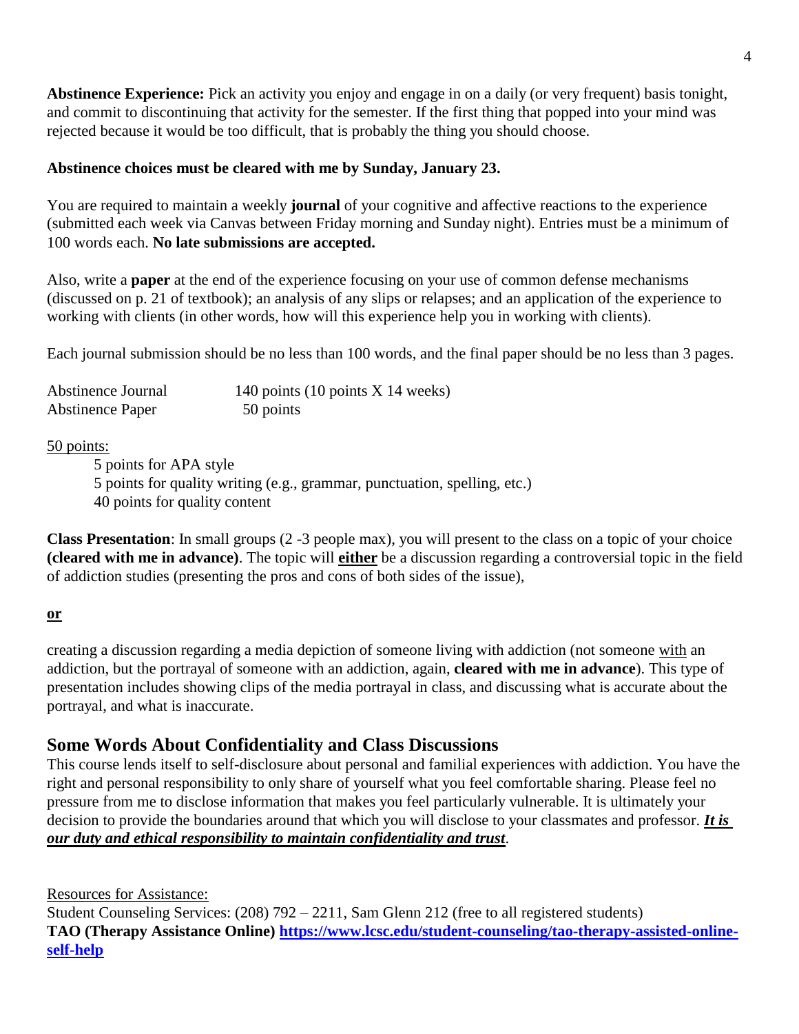**Abstinence Experience:** Pick an activity you enjoy and engage in on a daily (or very frequent) basis tonight, and commit to discontinuing that activity for the semester. If the first thing that popped into your mind was rejected because it would be too difficult, that is probably the thing you should choose.

**Abstinence choices must be cleared with me by Sunday, January 23.**

You are required to maintain a weekly **journal** of your cognitive and affective reactions to the experience (submitted each week via Canvas between Friday morning and Sunday night). Entries must be a minimum of 100 words each. **No late submissions are accepted.**

Also, write a **paper** at the end of the experience focusing on your use of common defense mechanisms (discussed on p. 21 of textbook); an analysis of any slips or relapses; and an application of the experience to working with clients (in other words, how will this experience help you in working with clients).

Each journal submission should be no less than 100 words, and the final paper should be no less than 3 pages.

| | |
|---|---|
| Abstinence Journal | 140 points (10 points X 14 weeks) |
| Abstinence Paper | 50 points |

<u>50 points:</u>

- 5 points for APA style
- 5 points for quality writing (e.g., grammar, punctuation, spelling, etc.)
- 40 points for quality content

**Class Presentation**: In small groups (2 -3 people max), you will present to the class on a topic of your choice **(cleared with me in advance)**. The topic will **<u>either</u>** be a discussion regarding a controversial topic in the field of addiction studies (presenting the pros and cons of both sides of the issue),

**<u>or</u>**

creating a discussion regarding a media depiction of someone living with addiction (not someone <u>with</u> an addiction, but the portrayal of someone with an addiction, again, **cleared with me in advance**). This type of presentation includes showing clips of the media portrayal in class, and discussing what is accurate about the portrayal, and what is inaccurate.

## Some Words About Confidentiality and Class Discussions

This course lends itself to self-disclosure about personal and familial experiences with addiction. You have the right and personal responsibility to only share of yourself what you feel comfortable sharing. Please feel no pressure from me to disclose information that makes you feel particularly vulnerable. It is ultimately your decision to provide the boundaries around that which you will disclose to your classmates and professor. ***<u>It is our duty and ethical responsibility to maintain confidentiality and trust</u>***.

<u>Resources for Assistance:</u>

Student Counseling Services: (208) 792 – 2211, Sam Glenn 212 (free to all registered students)

**TAO (Therapy Assistance Online) [https://www.lcsc.edu/student-counseling/tao-therapy-assisted-online-self-help](https://www.lcsc.edu/student-counseling/tao-therapy-assisted-online-self-help)**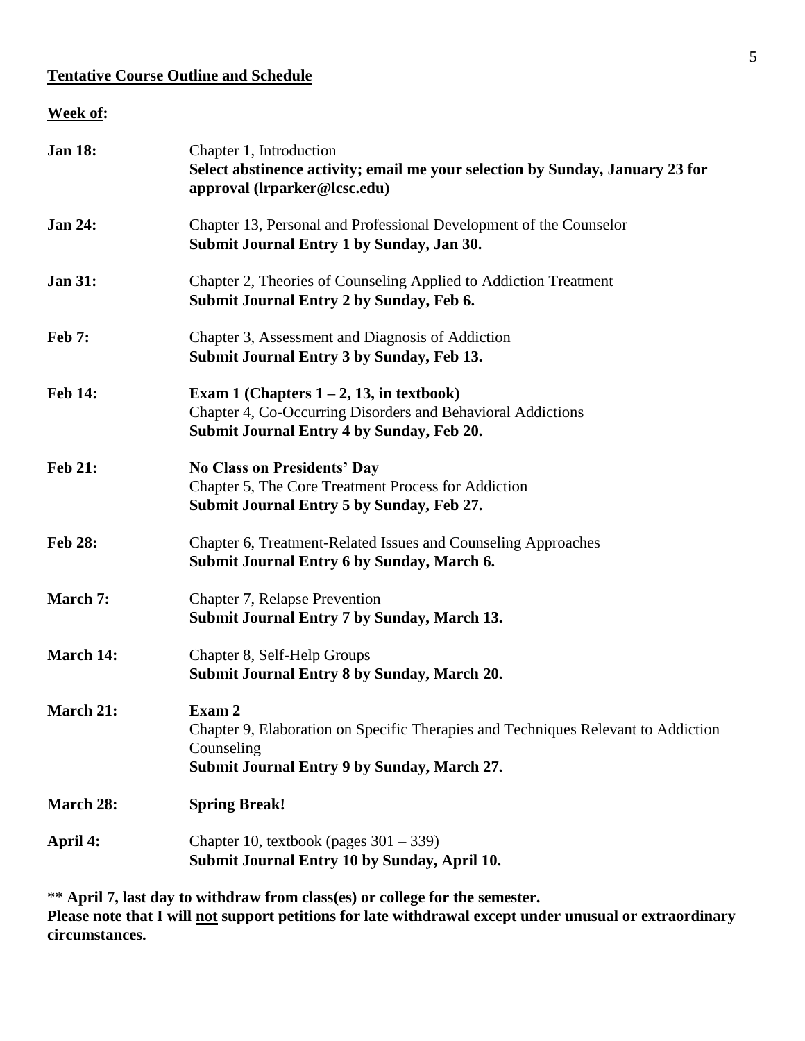## Tentative Course Outline and Schedule

**Week of:**

| Week | Topics and Assignments |
| --- | --- |
| **Jan 18:** | Chapter 1, Introduction<br>**Select abstinence activity; email me your selection by Sunday, January 23 for approval (lrparker@lcsc.edu)** |
| **Jan 24:** | Chapter 13, Personal and Professional Development of the Counselor<br>**Submit Journal Entry 1 by Sunday, Jan 30.** |
| **Jan 31:** | Chapter 2, Theories of Counseling Applied to Addiction Treatment<br>**Submit Journal Entry 2 by Sunday, Feb 6.** |
| **Feb 7:** | Chapter 3, Assessment and Diagnosis of Addiction<br>**Submit Journal Entry 3 by Sunday, Feb 13.** |
| **Feb 14:** | **Exam 1 (Chapters 1 – 2, 13, in textbook)**<br>Chapter 4, Co-Occurring Disorders and Behavioral Addictions<br>**Submit Journal Entry 4 by Sunday, Feb 20.** |
| **Feb 21:** | **No Class on Presidents' Day**<br>Chapter 5, The Core Treatment Process for Addiction<br>**Submit Journal Entry 5 by Sunday, Feb 27.** |
| **Feb 28:** | Chapter 6, Treatment-Related Issues and Counseling Approaches<br>**Submit Journal Entry 6 by Sunday, March 6.** |
| **March 7:** | Chapter 7, Relapse Prevention<br>**Submit Journal Entry 7 by Sunday, March 13.** |
| **March 14:** | Chapter 8, Self-Help Groups<br>**Submit Journal Entry 8 by Sunday, March 20.** |
| **March 21:** | **Exam 2**<br>Chapter 9, Elaboration on Specific Therapies and Techniques Relevant to Addiction Counseling<br>**Submit Journal Entry 9 by Sunday, March 27.** |
| **March 28:** | **Spring Break!** |
| **April 4:** | Chapter 10, textbook (pages 301 – 339)<br>**Submit Journal Entry 10 by Sunday, April 10.** |

** **April 7, last day to withdraw from class(es) or college for the semester.**
**Please note that I will <u>not</u> support petitions for late withdrawal except under unusual or extraordinary circumstances.**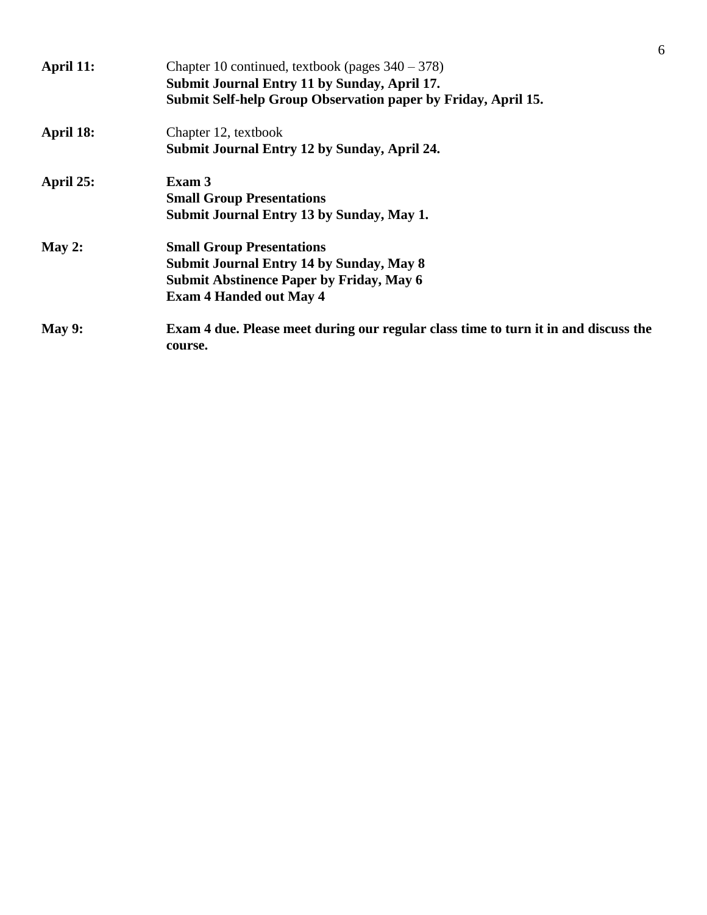**April 11:** Chapter 10 continued, textbook (pages 340 – 378)
**Submit Journal Entry 11 by Sunday, April 17.**
**Submit Self-help Group Observation paper by Friday, April 15.**

**April 18:** Chapter 12, textbook
**Submit Journal Entry 12 by Sunday, April 24.**

**April 25:** **Exam 3**
**Small Group Presentations**
**Submit Journal Entry 13 by Sunday, May 1.**

**May 2:** **Small Group Presentations**
**Submit Journal Entry 14 by Sunday, May 8**
**Submit Abstinence Paper by Friday, May 6**
**Exam 4 Handed out May 4**

**May 9:** **Exam 4 due. Please meet during our regular class time to turn it in and discuss the course.**